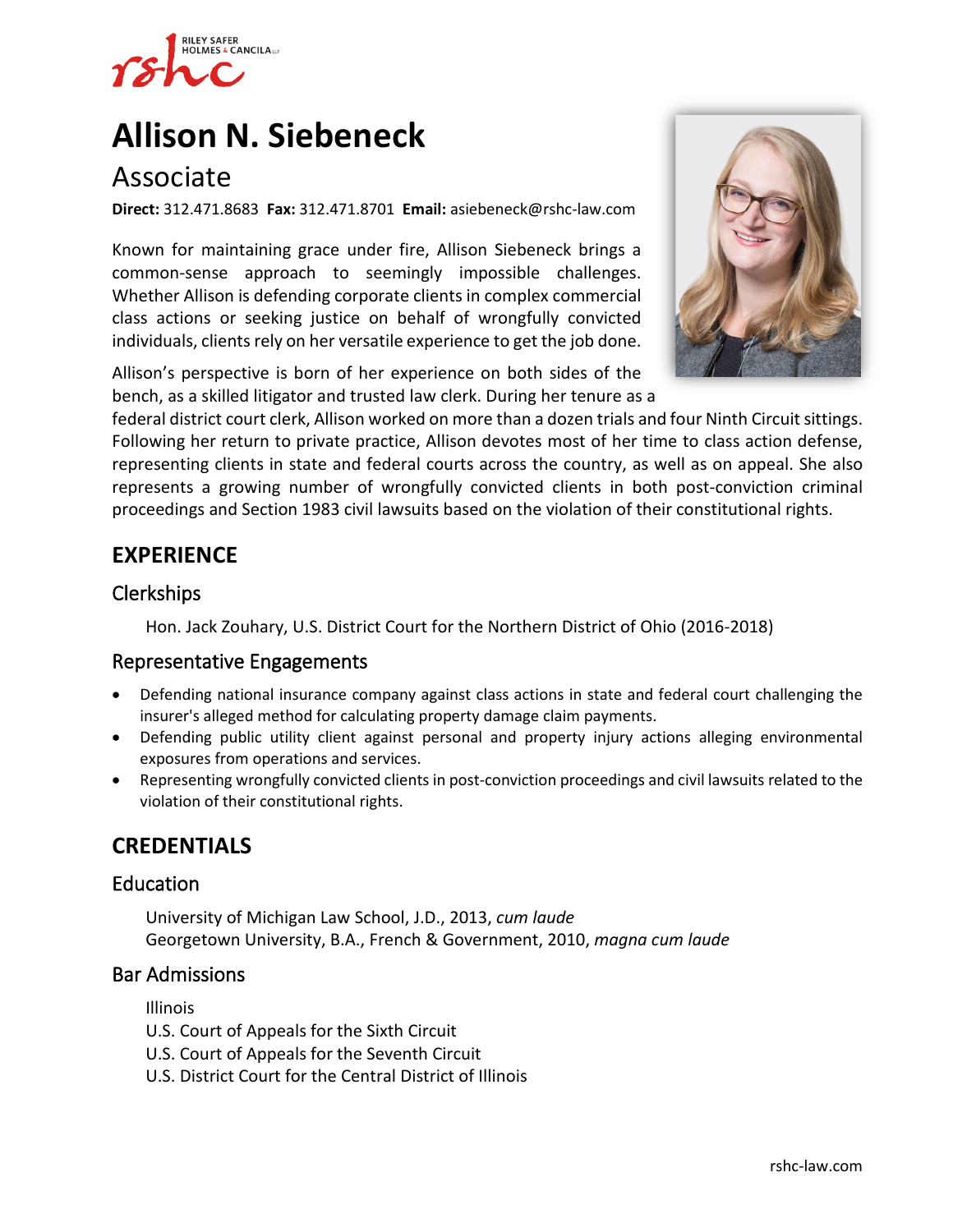# Allison N. Siebeneck

## Associate

**Direct:** 312.471.8683 **Fax:** 312.471.8701 **Email:** asiebeneck@rshc-law.com

Known for maintaining grace under fire, Allison Siebeneck brings a common-sense approach to seemingly impossible challenges. Whether Allison is defending corporate clients in complex commercial class actions or seeking justice on behalf of wrongfully convicted individuals, clients rely on her versatile experience to get the job done.

Allison's perspective is born of her experience on both sides of the bench, as a skilled litigator and trusted law clerk. During her tenure as a federal district court clerk, Allison worked on more than a dozen trials and four Ninth Circuit sittings. Following her return to private practice, Allison devotes most of her time to class action defense, representing clients in state and federal courts across the country, as well as on appeal. She also represents a growing number of wrongfully convicted clients in both post-conviction criminal proceedings and Section 1983 civil lawsuits based on the violation of their constitutional rights.

## EXPERIENCE

### Clerkships

Hon. Jack Zouhary, U.S. District Court for the Northern District of Ohio (2016-2018)

### Representative Engagements

- Defending national insurance company against class actions in state and federal court challenging the insurer's alleged method for calculating property damage claim payments.
- Defending public utility client against personal and property injury actions alleging environmental exposures from operations and services.
- Representing wrongfully convicted clients in post-conviction proceedings and civil lawsuits related to the violation of their constitutional rights.

## CREDENTIALS

### Education

University of Michigan Law School, J.D., 2013, *cum laude*
Georgetown University, B.A., French & Government, 2010, *magna cum laude*

### Bar Admissions

Illinois
U.S. Court of Appeals for the Sixth Circuit
U.S. Court of Appeals for the Seventh Circuit
U.S. District Court for the Central District of Illinois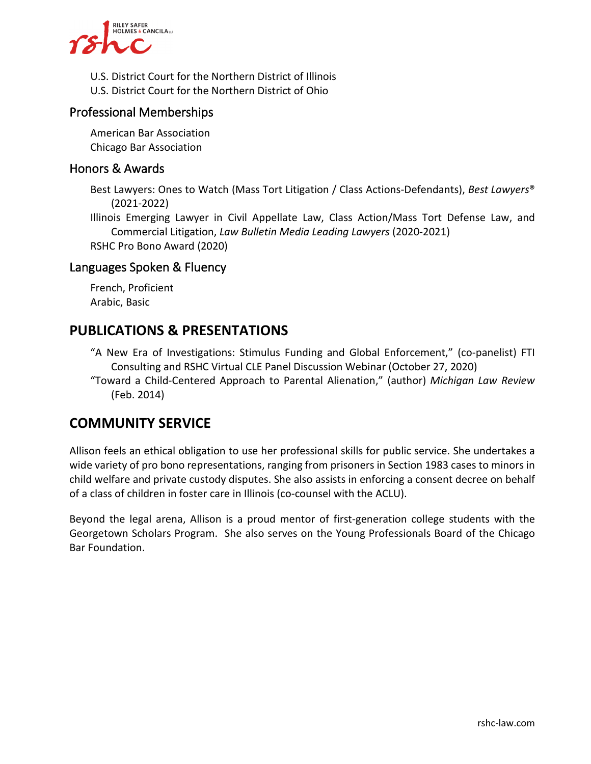U.S. District Court for the Northern District of Illinois
U.S. District Court for the Northern District of Ohio

### Professional Memberships

American Bar Association
Chicago Bar Association

### Honors & Awards

Best Lawyers: Ones to Watch (Mass Tort Litigation / Class Actions-Defendants), *Best Lawyers*® (2021-2022)

Illinois Emerging Lawyer in Civil Appellate Law, Class Action/Mass Tort Defense Law, and Commercial Litigation, *Law Bulletin Media Leading Lawyers* (2020-2021)

RSHC Pro Bono Award (2020)

### Languages Spoken & Fluency

French, Proficient
Arabic, Basic

## PUBLICATIONS & PRESENTATIONS

"A New Era of Investigations: Stimulus Funding and Global Enforcement," (co-panelist) FTI Consulting and RSHC Virtual CLE Panel Discussion Webinar (October 27, 2020)

"Toward a Child-Centered Approach to Parental Alienation," (author) *Michigan Law Review* (Feb. 2014)

## COMMUNITY SERVICE

Allison feels an ethical obligation to use her professional skills for public service. She undertakes a wide variety of pro bono representations, ranging from prisoners in Section 1983 cases to minors in child welfare and private custody disputes. She also assists in enforcing a consent decree on behalf of a class of children in foster care in Illinois (co-counsel with the ACLU).

Beyond the legal arena, Allison is a proud mentor of first-generation college students with the Georgetown Scholars Program. She also serves on the Young Professionals Board of the Chicago Bar Foundation.